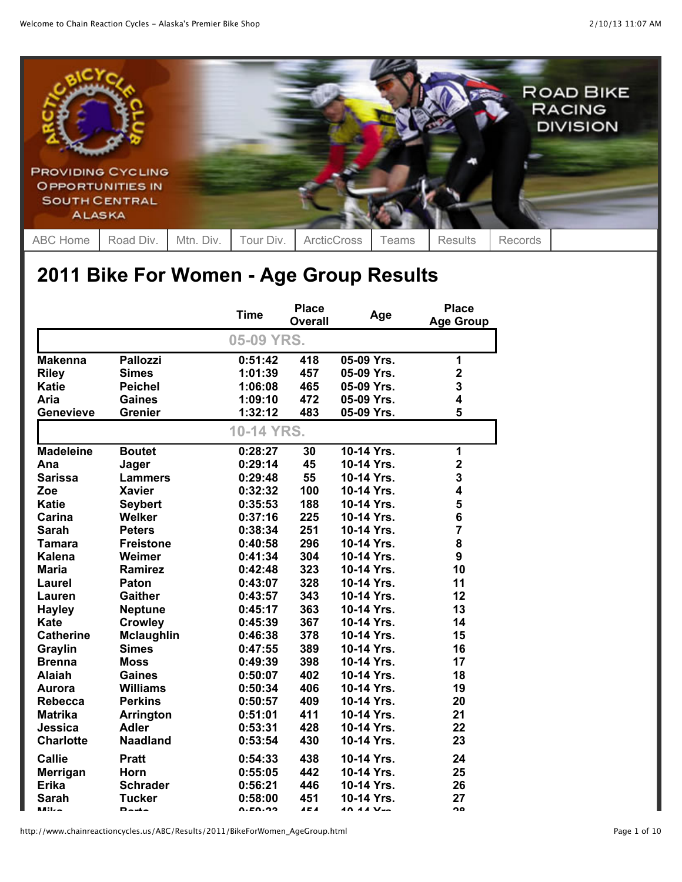ROAD BIKE RACING DIVISION

PROVIDING CYCLING OPPORTUNITIES IN SOUTH CENTRAL ALASKA

ABC Home | Road Div. | Mtn. Div. | Tour Div. | ArcticCross | Teams | Results | Records

# 2011 Bike For Women - Age Group Results

| | | Time | Place Overall | Age | Place Age Group |
|---|---|---|---|---|---|
| | | **05-09 YRS.** | | | |
| Makenna | Pallozzi | 0:51:42 | 418 | 05-09 Yrs. | 1 |
| Riley | Simes | 1:01:39 | 457 | 05-09 Yrs. | 2 |
| Katie | Peichel | 1:06:08 | 465 | 05-09 Yrs. | 3 |
| Aria | Gaines | 1:09:10 | 472 | 05-09 Yrs. | 4 |
| Genevieve | Grenier | 1:32:12 | 483 | 05-09 Yrs. | 5 |
| | | **10-14 YRS.** | | | |
| Madeleine | Boutet | 0:28:27 | 30 | 10-14 Yrs. | 1 |
| Ana | Jager | 0:29:14 | 45 | 10-14 Yrs. | 2 |
| Sarissa | Lammers | 0:29:48 | 55 | 10-14 Yrs. | 3 |
| Zoe | Xavier | 0:32:32 | 100 | 10-14 Yrs. | 4 |
| Katie | Seybert | 0:35:53 | 188 | 10-14 Yrs. | 5 |
| Carina | Welker | 0:37:16 | 225 | 10-14 Yrs. | 6 |
| Sarah | Peters | 0:38:34 | 251 | 10-14 Yrs. | 7 |
| Tamara | Freistone | 0:40:58 | 296 | 10-14 Yrs. | 8 |
| Kalena | Weimer | 0:41:34 | 304 | 10-14 Yrs. | 9 |
| Maria | Ramirez | 0:42:48 | 323 | 10-14 Yrs. | 10 |
| Laurel | Paton | 0:43:07 | 328 | 10-14 Yrs. | 11 |
| Lauren | Gaither | 0:43:57 | 343 | 10-14 Yrs. | 12 |
| Hayley | Neptune | 0:45:17 | 363 | 10-14 Yrs. | 13 |
| Kate | Crowley | 0:45:39 | 367 | 10-14 Yrs. | 14 |
| Catherine | Mclaughlin | 0:46:38 | 378 | 10-14 Yrs. | 15 |
| Graylin | Simes | 0:47:55 | 389 | 10-14 Yrs. | 16 |
| Brenna | Moss | 0:49:39 | 398 | 10-14 Yrs. | 17 |
| Alaiah | Gaines | 0:50:07 | 402 | 10-14 Yrs. | 18 |
| Aurora | Williams | 0:50:34 | 406 | 10-14 Yrs. | 19 |
| Rebecca | Perkins | 0:50:57 | 409 | 10-14 Yrs. | 20 |
| Matrika | Arrington | 0:51:01 | 411 | 10-14 Yrs. | 21 |
| Jessica | Adler | 0:53:31 | 428 | 10-14 Yrs. | 22 |
| Charlotte | Naadland | 0:53:54 | 430 | 10-14 Yrs. | 23 |
| Callie | Pratt | 0:54:33 | 438 | 10-14 Yrs. | 24 |
| Merrigan | Horn | 0:55:05 | 442 | 10-14 Yrs. | 25 |
| Erika | Schrader | 0:56:21 | 446 | 10-14 Yrs. | 26 |
| Sarah | Tucker | 0:58:00 | 451 | 10-14 Yrs. | 27 |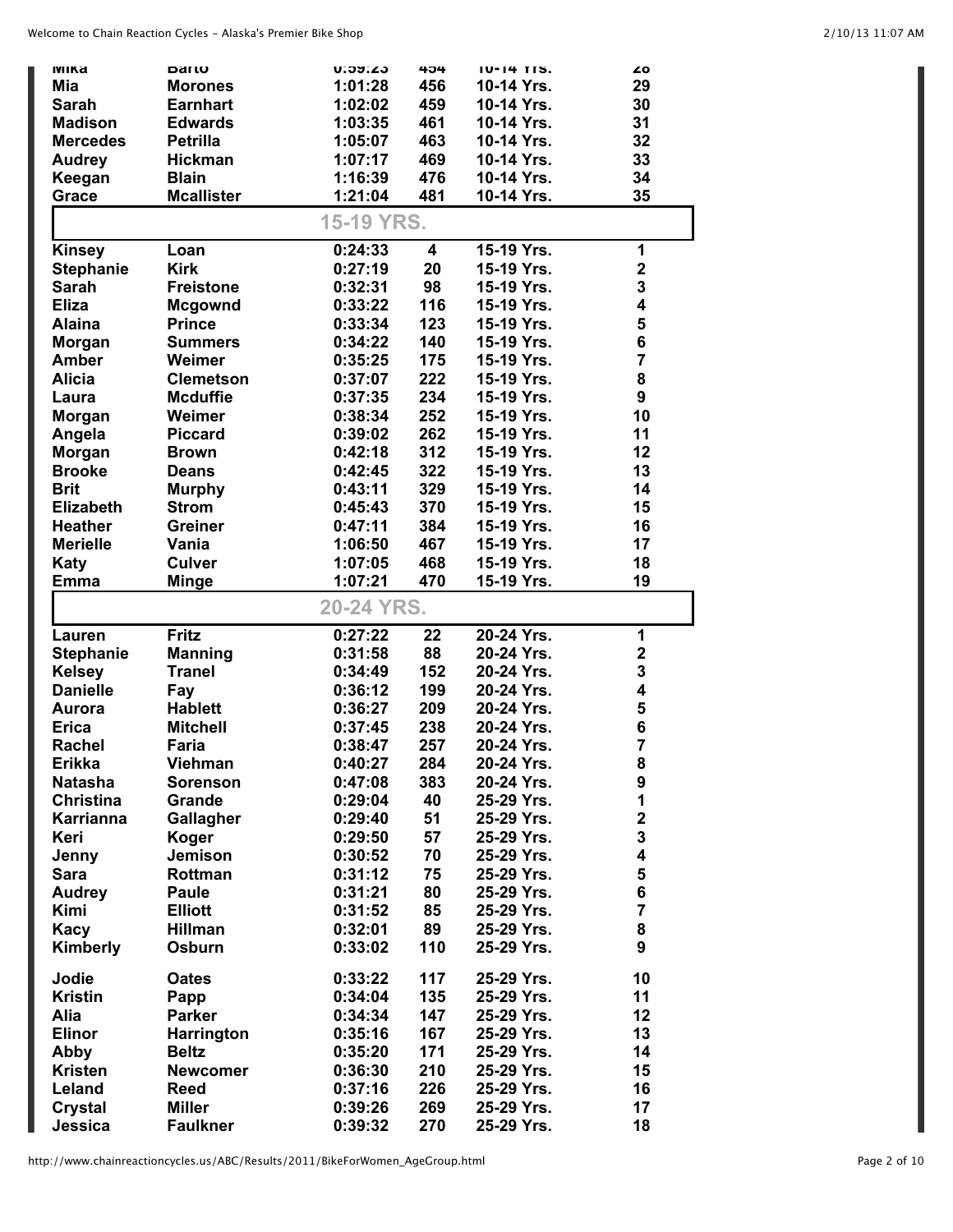| | | | | | |
|---|---|---|---|---|---|
| Mika | Barto | 0:59:23 | 454 | 10-14 Yrs. | 28 |
| Mia | Morones | 1:01:28 | 456 | 10-14 Yrs. | 29 |
| Sarah | Earnhart | 1:02:02 | 459 | 10-14 Yrs. | 30 |
| Madison | Edwards | 1:03:35 | 461 | 10-14 Yrs. | 31 |
| Mercedes | Petrilla | 1:05:07 | 463 | 10-14 Yrs. | 32 |
| Audrey | Hickman | 1:07:17 | 469 | 10-14 Yrs. | 33 |
| Keegan | Blain | 1:16:39 | 476 | 10-14 Yrs. | 34 |
| Grace | Mcallister | 1:21:04 | 481 | 10-14 Yrs. | 35 |

## 15-19 YRS.

| | | | | | |
|---|---|---|---|---|---|
| Kinsey | Loan | 0:24:33 | 4 | 15-19 Yrs. | 1 |
| Stephanie | Kirk | 0:27:19 | 20 | 15-19 Yrs. | 2 |
| Sarah | Freistone | 0:32:31 | 98 | 15-19 Yrs. | 3 |
| Eliza | Mcgownd | 0:33:22 | 116 | 15-19 Yrs. | 4 |
| Alaina | Prince | 0:33:34 | 123 | 15-19 Yrs. | 5 |
| Morgan | Summers | 0:34:22 | 140 | 15-19 Yrs. | 6 |
| Amber | Weimer | 0:35:25 | 175 | 15-19 Yrs. | 7 |
| Alicia | Clemetson | 0:37:07 | 222 | 15-19 Yrs. | 8 |
| Laura | Mcduffie | 0:37:35 | 234 | 15-19 Yrs. | 9 |
| Morgan | Weimer | 0:38:34 | 252 | 15-19 Yrs. | 10 |
| Angela | Piccard | 0:39:02 | 262 | 15-19 Yrs. | 11 |
| Morgan | Brown | 0:42:18 | 312 | 15-19 Yrs. | 12 |
| Brooke | Deans | 0:42:45 | 322 | 15-19 Yrs. | 13 |
| Brit | Murphy | 0:43:11 | 329 | 15-19 Yrs. | 14 |
| Elizabeth | Strom | 0:45:43 | 370 | 15-19 Yrs. | 15 |
| Heather | Greiner | 0:47:11 | 384 | 15-19 Yrs. | 16 |
| Merielle | Vania | 1:06:50 | 467 | 15-19 Yrs. | 17 |
| Katy | Culver | 1:07:05 | 468 | 15-19 Yrs. | 18 |
| Emma | Minge | 1:07:21 | 470 | 15-19 Yrs. | 19 |

## 20-24 YRS.

| | | | | | |
|---|---|---|---|---|---|
| Lauren | Fritz | 0:27:22 | 22 | 20-24 Yrs. | 1 |
| Stephanie | Manning | 0:31:58 | 88 | 20-24 Yrs. | 2 |
| Kelsey | Tranel | 0:34:49 | 152 | 20-24 Yrs. | 3 |
| Danielle | Fay | 0:36:12 | 199 | 20-24 Yrs. | 4 |
| Aurora | Hablett | 0:36:27 | 209 | 20-24 Yrs. | 5 |
| Erica | Mitchell | 0:37:45 | 238 | 20-24 Yrs. | 6 |
| Rachel | Faria | 0:38:47 | 257 | 20-24 Yrs. | 7 |
| Erikka | Viehman | 0:40:27 | 284 | 20-24 Yrs. | 8 |
| Natasha | Sorenson | 0:47:08 | 383 | 20-24 Yrs. | 9 |
| Christina | Grande | 0:29:04 | 40 | 25-29 Yrs. | 1 |
| Karrianna | Gallagher | 0:29:40 | 51 | 25-29 Yrs. | 2 |
| Keri | Koger | 0:29:50 | 57 | 25-29 Yrs. | 3 |
| Jenny | Jemison | 0:30:52 | 70 | 25-29 Yrs. | 4 |
| Sara | Rottman | 0:31:12 | 75 | 25-29 Yrs. | 5 |
| Audrey | Paule | 0:31:21 | 80 | 25-29 Yrs. | 6 |
| Kimi | Elliott | 0:31:52 | 85 | 25-29 Yrs. | 7 |
| Kacy | Hillman | 0:32:01 | 89 | 25-29 Yrs. | 8 |
| Kimberly | Osburn | 0:33:02 | 110 | 25-29 Yrs. | 9 |
| Jodie | Oates | 0:33:22 | 117 | 25-29 Yrs. | 10 |
| Kristin | Papp | 0:34:04 | 135 | 25-29 Yrs. | 11 |
| Alia | Parker | 0:34:34 | 147 | 25-29 Yrs. | 12 |
| Elinor | Harrington | 0:35:16 | 167 | 25-29 Yrs. | 13 |
| Abby | Beltz | 0:35:20 | 171 | 25-29 Yrs. | 14 |
| Kristen | Newcomer | 0:36:30 | 210 | 25-29 Yrs. | 15 |
| Leland | Reed | 0:37:16 | 226 | 25-29 Yrs. | 16 |
| Crystal | Miller | 0:39:26 | 269 | 25-29 Yrs. | 17 |
| Jessica | Faulkner | 0:39:32 | 270 | 25-29 Yrs. | 18 |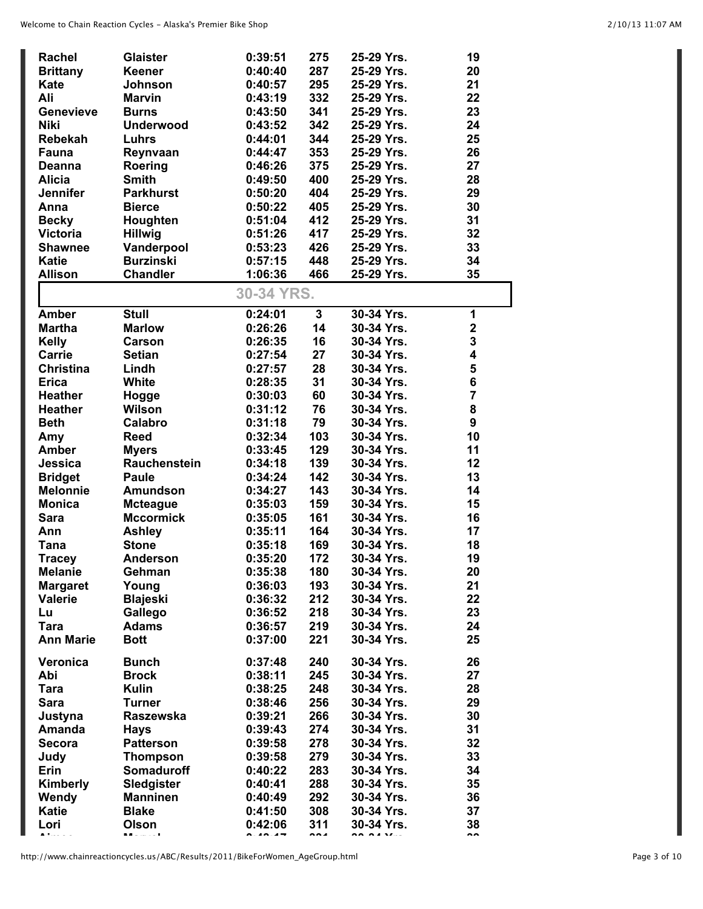| | | | | | |
|---|---|---|---|---|---|
| Rachel | Glaister | 0:39:51 | 275 | 25-29 Yrs. | 19 |
| Brittany | Keener | 0:40:40 | 287 | 25-29 Yrs. | 20 |
| Kate | Johnson | 0:40:57 | 295 | 25-29 Yrs. | 21 |
| Ali | Marvin | 0:43:19 | 332 | 25-29 Yrs. | 22 |
| Genevieve | Burns | 0:43:50 | 341 | 25-29 Yrs. | 23 |
| Niki | Underwood | 0:43:52 | 342 | 25-29 Yrs. | 24 |
| Rebekah | Luhrs | 0:44:01 | 344 | 25-29 Yrs. | 25 |
| Fauna | Reynvaan | 0:44:47 | 353 | 25-29 Yrs. | 26 |
| Deanna | Roering | 0:46:26 | 375 | 25-29 Yrs. | 27 |
| Alicia | Smith | 0:49:50 | 400 | 25-29 Yrs. | 28 |
| Jennifer | Parkhurst | 0:50:20 | 404 | 25-29 Yrs. | 29 |
| Anna | Bierce | 0:50:22 | 405 | 25-29 Yrs. | 30 |
| Becky | Houghten | 0:51:04 | 412 | 25-29 Yrs. | 31 |
| Victoria | Hillwig | 0:51:26 | 417 | 25-29 Yrs. | 32 |
| Shawnee | Vanderpool | 0:53:23 | 426 | 25-29 Yrs. | 33 |
| Katie | Burzinski | 0:57:15 | 448 | 25-29 Yrs. | 34 |
| Allison | Chandler | 1:06:36 | 466 | 25-29 Yrs. | 35 |

## 30-34 YRS.

| | | | | | |
|---|---|---|---|---|---|
| Amber | Stull | 0:24:01 | 3 | 30-34 Yrs. | 1 |
| Martha | Marlow | 0:26:26 | 14 | 30-34 Yrs. | 2 |
| Kelly | Carson | 0:26:35 | 16 | 30-34 Yrs. | 3 |
| Carrie | Setian | 0:27:54 | 27 | 30-34 Yrs. | 4 |
| Christina | Lindh | 0:27:57 | 28 | 30-34 Yrs. | 5 |
| Erica | White | 0:28:35 | 31 | 30-34 Yrs. | 6 |
| Heather | Hogge | 0:30:03 | 60 | 30-34 Yrs. | 7 |
| Heather | Wilson | 0:31:12 | 76 | 30-34 Yrs. | 8 |
| Beth | Calabro | 0:31:18 | 79 | 30-34 Yrs. | 9 |
| Amy | Reed | 0:32:34 | 103 | 30-34 Yrs. | 10 |
| Amber | Myers | 0:33:45 | 129 | 30-34 Yrs. | 11 |
| Jessica | Rauchenstein | 0:34:18 | 139 | 30-34 Yrs. | 12 |
| Bridget | Paule | 0:34:24 | 142 | 30-34 Yrs. | 13 |
| Melonnie | Amundson | 0:34:27 | 143 | 30-34 Yrs. | 14 |
| Monica | Mcteague | 0:35:03 | 159 | 30-34 Yrs. | 15 |
| Sara | Mccormick | 0:35:05 | 161 | 30-34 Yrs. | 16 |
| Ann | Ashley | 0:35:11 | 164 | 30-34 Yrs. | 17 |
| Tana | Stone | 0:35:18 | 169 | 30-34 Yrs. | 18 |
| Tracey | Anderson | 0:35:20 | 172 | 30-34 Yrs. | 19 |
| Melanie | Gehman | 0:35:38 | 180 | 30-34 Yrs. | 20 |
| Margaret | Young | 0:36:03 | 193 | 30-34 Yrs. | 21 |
| Valerie | Blajeski | 0:36:32 | 212 | 30-34 Yrs. | 22 |
| Lu | Gallego | 0:36:52 | 218 | 30-34 Yrs. | 23 |
| Tara | Adams | 0:36:57 | 219 | 30-34 Yrs. | 24 |
| Ann Marie | Bott | 0:37:00 | 221 | 30-34 Yrs. | 25 |
| Veronica | Bunch | 0:37:48 | 240 | 30-34 Yrs. | 26 |
| Abi | Brock | 0:38:11 | 245 | 30-34 Yrs. | 27 |
| Tara | Kulin | 0:38:25 | 248 | 30-34 Yrs. | 28 |
| Sara | Turner | 0:38:46 | 256 | 30-34 Yrs. | 29 |
| Justyna | Raszewska | 0:39:21 | 266 | 30-34 Yrs. | 30 |
| Amanda | Hays | 0:39:43 | 274 | 30-34 Yrs. | 31 |
| Secora | Patterson | 0:39:58 | 278 | 30-34 Yrs. | 32 |
| Judy | Thompson | 0:39:58 | 279 | 30-34 Yrs. | 33 |
| Erin | Somaduroff | 0:40:22 | 283 | 30-34 Yrs. | 34 |
| Kimberly | Sledgister | 0:40:41 | 288 | 30-34 Yrs. | 35 |
| Wendy | Manninen | 0:40:49 | 292 | 30-34 Yrs. | 36 |
| Katie | Blake | 0:41:50 | 308 | 30-34 Yrs. | 37 |
| Lori | Olson | 0:42:06 | 311 | 30-34 Yrs. | 38 |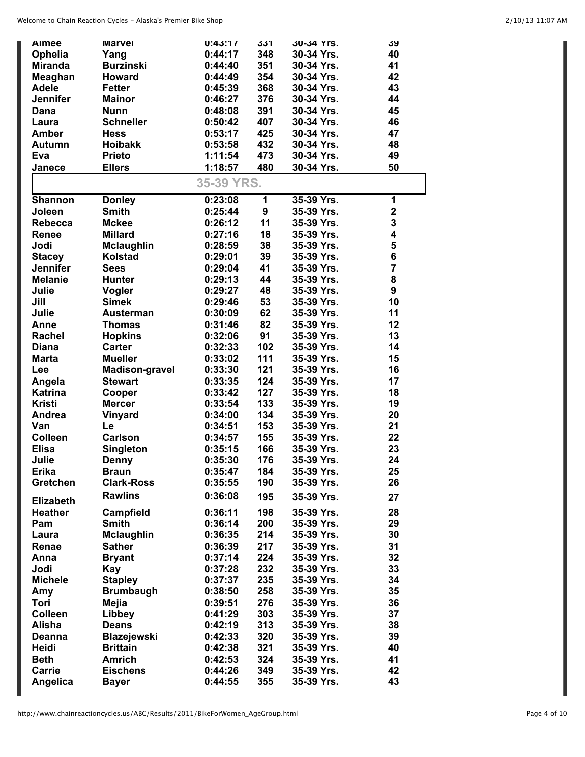| | | | | | |
|---|---|---|---|---|---|
| **Aimee** | **Marvel** | **0:43:17** | **331** | **30-34 Yrs.** | **39** |
| **Ophelia** | **Yang** | **0:44:17** | **348** | **30-34 Yrs.** | **40** |
| **Miranda** | **Burzinski** | **0:44:40** | **351** | **30-34 Yrs.** | **41** |
| **Meaghan** | **Howard** | **0:44:49** | **354** | **30-34 Yrs.** | **42** |
| **Adele** | **Fetter** | **0:45:39** | **368** | **30-34 Yrs.** | **43** |
| **Jennifer** | **Mainor** | **0:46:27** | **376** | **30-34 Yrs.** | **44** |
| **Dana** | **Nunn** | **0:48:08** | **391** | **30-34 Yrs.** | **45** |
| **Laura** | **Schneller** | **0:50:42** | **407** | **30-34 Yrs.** | **46** |
| **Amber** | **Hess** | **0:53:17** | **425** | **30-34 Yrs.** | **47** |
| **Autumn** | **Hoibakk** | **0:53:58** | **432** | **30-34 Yrs.** | **48** |
| **Eva** | **Prieto** | **1:11:54** | **473** | **30-34 Yrs.** | **49** |
| **Janece** | **Ellers** | **1:18:57** | **480** | **30-34 Yrs.** | **50** |

## 35-39 YRS.

| | | | | | |
|---|---|---|---|---|---|
| **Shannon** | **Donley** | **0:23:08** | **1** | **35-39 Yrs.** | **1** |
| **Joleen** | **Smith** | **0:25:44** | **9** | **35-39 Yrs.** | **2** |
| **Rebecca** | **Mckee** | **0:26:12** | **11** | **35-39 Yrs.** | **3** |
| **Renee** | **Millard** | **0:27:16** | **18** | **35-39 Yrs.** | **4** |
| **Jodi** | **Mclaughlin** | **0:28:59** | **38** | **35-39 Yrs.** | **5** |
| **Stacey** | **Kolstad** | **0:29:01** | **39** | **35-39 Yrs.** | **6** |
| **Jennifer** | **Sees** | **0:29:04** | **41** | **35-39 Yrs.** | **7** |
| **Melanie** | **Hunter** | **0:29:13** | **44** | **35-39 Yrs.** | **8** |
| **Julie** | **Vogler** | **0:29:27** | **48** | **35-39 Yrs.** | **9** |
| **Jill** | **Simek** | **0:29:46** | **53** | **35-39 Yrs.** | **10** |
| **Julie** | **Austerman** | **0:30:09** | **62** | **35-39 Yrs.** | **11** |
| **Anne** | **Thomas** | **0:31:46** | **82** | **35-39 Yrs.** | **12** |
| **Rachel** | **Hopkins** | **0:32:06** | **91** | **35-39 Yrs.** | **13** |
| **Diana** | **Carter** | **0:32:33** | **102** | **35-39 Yrs.** | **14** |
| **Marta** | **Mueller** | **0:33:02** | **111** | **35-39 Yrs.** | **15** |
| **Lee** | **Madison-gravel** | **0:33:30** | **121** | **35-39 Yrs.** | **16** |
| **Angela** | **Stewart** | **0:33:35** | **124** | **35-39 Yrs.** | **17** |
| **Katrina** | **Cooper** | **0:33:42** | **127** | **35-39 Yrs.** | **18** |
| **Kristi** | **Mercer** | **0:33:54** | **133** | **35-39 Yrs.** | **19** |
| **Andrea** | **Vinyard** | **0:34:00** | **134** | **35-39 Yrs.** | **20** |
| **Van** | **Le** | **0:34:51** | **153** | **35-39 Yrs.** | **21** |
| **Colleen** | **Carlson** | **0:34:57** | **155** | **35-39 Yrs.** | **22** |
| **Elisa** | **Singleton** | **0:35:15** | **166** | **35-39 Yrs.** | **23** |
| **Julie** | **Denny** | **0:35:30** | **176** | **35-39 Yrs.** | **24** |
| **Erika** | **Braun** | **0:35:47** | **184** | **35-39 Yrs.** | **25** |
| **Gretchen** | **Clark-Ross** | **0:35:55** | **190** | **35-39 Yrs.** | **26** |
| **Elizabeth** | **Rawlins** | **0:36:08** | **195** | **35-39 Yrs.** | **27** |
| **Heather** | **Campfield** | **0:36:11** | **198** | **35-39 Yrs.** | **28** |
| **Pam** | **Smith** | **0:36:14** | **200** | **35-39 Yrs.** | **29** |
| **Laura** | **Mclaughlin** | **0:36:35** | **214** | **35-39 Yrs.** | **30** |
| **Renae** | **Sather** | **0:36:39** | **217** | **35-39 Yrs.** | **31** |
| **Anna** | **Bryant** | **0:37:14** | **224** | **35-39 Yrs.** | **32** |
| **Jodi** | **Kay** | **0:37:28** | **232** | **35-39 Yrs.** | **33** |
| **Michele** | **Stapley** | **0:37:37** | **235** | **35-39 Yrs.** | **34** |
| **Amy** | **Brumbaugh** | **0:38:50** | **258** | **35-39 Yrs.** | **35** |
| **Tori** | **Mejia** | **0:39:51** | **276** | **35-39 Yrs.** | **36** |
| **Colleen** | **Libbey** | **0:41:29** | **303** | **35-39 Yrs.** | **37** |
| **Alisha** | **Deans** | **0:42:19** | **313** | **35-39 Yrs.** | **38** |
| **Deanna** | **Blazejewski** | **0:42:33** | **320** | **35-39 Yrs.** | **39** |
| **Heidi** | **Brittain** | **0:42:38** | **321** | **35-39 Yrs.** | **40** |
| **Beth** | **Amrich** | **0:42:53** | **324** | **35-39 Yrs.** | **41** |
| **Carrie** | **Eischens** | **0:44:26** | **349** | **35-39 Yrs.** | **42** |
| **Angelica** | **Bayer** | **0:44:55** | **355** | **35-39 Yrs.** | **43** |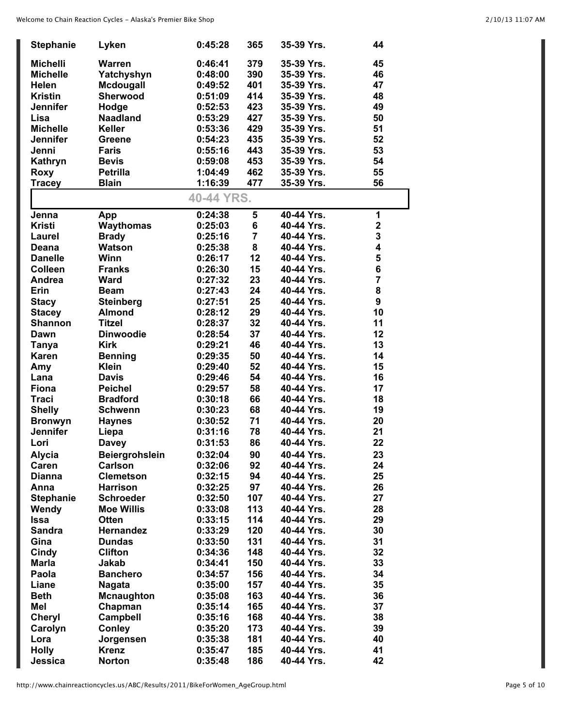| | | | | | |
|---|---|---|---|---|---|
| Stephanie | Lyken | 0:45:28 | 365 | 35-39 Yrs. | 44 |
| Michelli | Warren | 0:46:41 | 379 | 35-39 Yrs. | 45 |
| Michelle | Yatchyshyn | 0:48:00 | 390 | 35-39 Yrs. | 46 |
| Helen | Mcdougall | 0:49:52 | 401 | 35-39 Yrs. | 47 |
| Kristin | Sherwood | 0:51:09 | 414 | 35-39 Yrs. | 48 |
| Jennifer | Hodge | 0:52:53 | 423 | 35-39 Yrs. | 49 |
| Lisa | Naadland | 0:53:29 | 427 | 35-39 Yrs. | 50 |
| Michelle | Keller | 0:53:36 | 429 | 35-39 Yrs. | 51 |
| Jennifer | Greene | 0:54:23 | 435 | 35-39 Yrs. | 52 |
| Jenni | Faris | 0:55:16 | 443 | 35-39 Yrs. | 53 |
| Kathryn | Bevis | 0:59:08 | 453 | 35-39 Yrs. | 54 |
| Roxy | Petrilla | 1:04:49 | 462 | 35-39 Yrs. | 55 |
| Tracey | Blain | 1:16:39 | 477 | 35-39 Yrs. | 56 |

## 40-44 YRS.

| | | | | | |
|---|---|---|---|---|---|
| Jenna | App | 0:24:38 | 5 | 40-44 Yrs. | 1 |
| Kristi | Waythomas | 0:25:03 | 6 | 40-44 Yrs. | 2 |
| Laurel | Brady | 0:25:16 | 7 | 40-44 Yrs. | 3 |
| Deana | Watson | 0:25:38 | 8 | 40-44 Yrs. | 4 |
| Danelle | Winn | 0:26:17 | 12 | 40-44 Yrs. | 5 |
| Colleen | Franks | 0:26:30 | 15 | 40-44 Yrs. | 6 |
| Andrea | Ward | 0:27:32 | 23 | 40-44 Yrs. | 7 |
| Erin | Beam | 0:27:43 | 24 | 40-44 Yrs. | 8 |
| Stacy | Steinberg | 0:27:51 | 25 | 40-44 Yrs. | 9 |
| Stacey | Almond | 0:28:12 | 29 | 40-44 Yrs. | 10 |
| Shannon | Titzel | 0:28:37 | 32 | 40-44 Yrs. | 11 |
| Dawn | Dinwoodie | 0:28:54 | 37 | 40-44 Yrs. | 12 |
| Tanya | Kirk | 0:29:21 | 46 | 40-44 Yrs. | 13 |
| Karen | Benning | 0:29:35 | 50 | 40-44 Yrs. | 14 |
| Amy | Klein | 0:29:40 | 52 | 40-44 Yrs. | 15 |
| Lana | Davis | 0:29:46 | 54 | 40-44 Yrs. | 16 |
| Fiona | Peichel | 0:29:57 | 58 | 40-44 Yrs. | 17 |
| Traci | Bradford | 0:30:18 | 66 | 40-44 Yrs. | 18 |
| Shelly | Schwenn | 0:30:23 | 68 | 40-44 Yrs. | 19 |
| Bronwyn | Haynes | 0:30:52 | 71 | 40-44 Yrs. | 20 |
| Jennifer | Liepa | 0:31:16 | 78 | 40-44 Yrs. | 21 |
| Lori | Davey | 0:31:53 | 86 | 40-44 Yrs. | 22 |
| Alycia | Beiergrohslein | 0:32:04 | 90 | 40-44 Yrs. | 23 |
| Caren | Carlson | 0:32:06 | 92 | 40-44 Yrs. | 24 |
| Dianna | Clemetson | 0:32:15 | 94 | 40-44 Yrs. | 25 |
| Anna | Harrison | 0:32:25 | 97 | 40-44 Yrs. | 26 |
| Stephanie | Schroeder | 0:32:50 | 107 | 40-44 Yrs. | 27 |
| Wendy | Moe Willis | 0:33:08 | 113 | 40-44 Yrs. | 28 |
| Issa | Otten | 0:33:15 | 114 | 40-44 Yrs. | 29 |
| Sandra | Hernandez | 0:33:29 | 120 | 40-44 Yrs. | 30 |
| Gina | Dundas | 0:33:50 | 131 | 40-44 Yrs. | 31 |
| Cindy | Clifton | 0:34:36 | 148 | 40-44 Yrs. | 32 |
| Marla | Jakab | 0:34:41 | 150 | 40-44 Yrs. | 33 |
| Paola | Banchero | 0:34:57 | 156 | 40-44 Yrs. | 34 |
| Liane | Nagata | 0:35:00 | 157 | 40-44 Yrs. | 35 |
| Beth | Mcnaughton | 0:35:08 | 163 | 40-44 Yrs. | 36 |
| Mel | Chapman | 0:35:14 | 165 | 40-44 Yrs. | 37 |
| Cheryl | Campbell | 0:35:16 | 168 | 40-44 Yrs. | 38 |
| Carolyn | Conley | 0:35:20 | 173 | 40-44 Yrs. | 39 |
| Lora | Jorgensen | 0:35:38 | 181 | 40-44 Yrs. | 40 |
| Holly | Krenz | 0:35:47 | 185 | 40-44 Yrs. | 41 |
| Jessica | Norton | 0:35:48 | 186 | 40-44 Yrs. | 42 |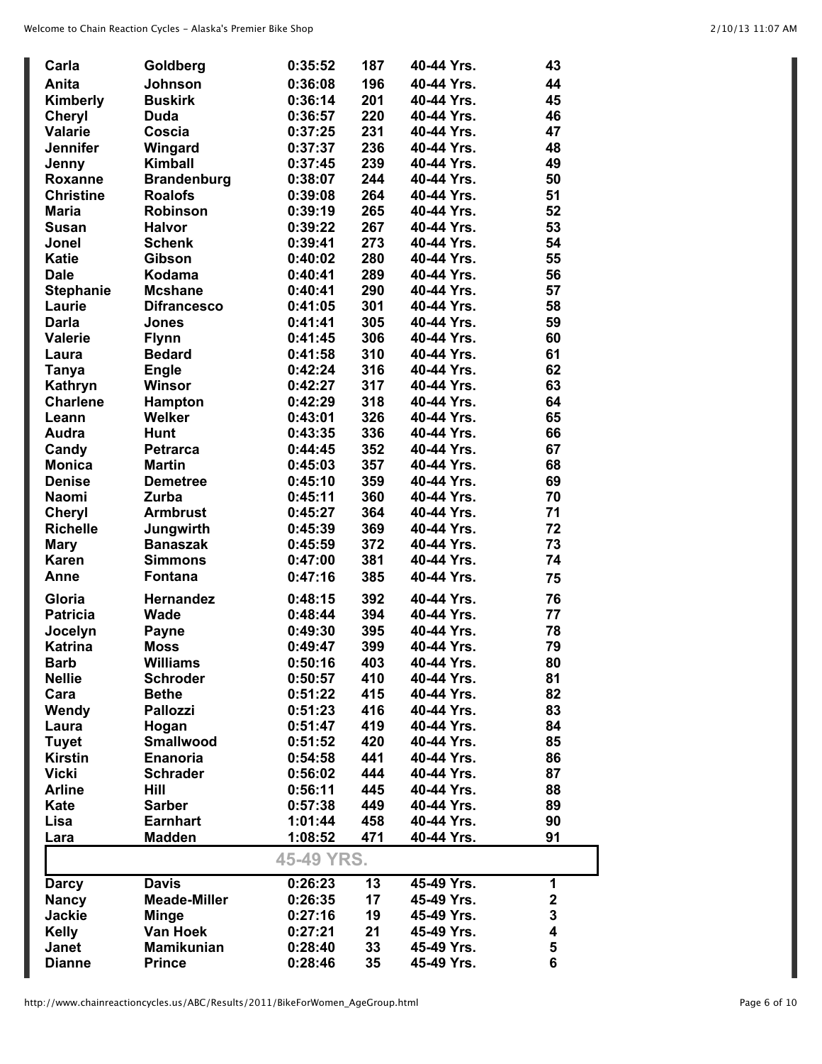| | | | | | |
|---|---|---|---|---|---|
| **Carla** | **Goldberg** | **0:35:52** | **187** | **40-44 Yrs.** | **43** |
| **Anita** | **Johnson** | **0:36:08** | **196** | **40-44 Yrs.** | **44** |
| **Kimberly** | **Buskirk** | **0:36:14** | **201** | **40-44 Yrs.** | **45** |
| **Cheryl** | **Duda** | **0:36:57** | **220** | **40-44 Yrs.** | **46** |
| **Valarie** | **Coscia** | **0:37:25** | **231** | **40-44 Yrs.** | **47** |
| **Jennifer** | **Wingard** | **0:37:37** | **236** | **40-44 Yrs.** | **48** |
| **Jenny** | **Kimball** | **0:37:45** | **239** | **40-44 Yrs.** | **49** |
| **Roxanne** | **Brandenburg** | **0:38:07** | **244** | **40-44 Yrs.** | **50** |
| **Christine** | **Roalofs** | **0:39:08** | **264** | **40-44 Yrs.** | **51** |
| **Maria** | **Robinson** | **0:39:19** | **265** | **40-44 Yrs.** | **52** |
| **Susan** | **Halvor** | **0:39:22** | **267** | **40-44 Yrs.** | **53** |
| **Jonel** | **Schenk** | **0:39:41** | **273** | **40-44 Yrs.** | **54** |
| **Katie** | **Gibson** | **0:40:02** | **280** | **40-44 Yrs.** | **55** |
| **Dale** | **Kodama** | **0:40:41** | **289** | **40-44 Yrs.** | **56** |
| **Stephanie** | **Mcshane** | **0:40:41** | **290** | **40-44 Yrs.** | **57** |
| **Laurie** | **Difrancesco** | **0:41:05** | **301** | **40-44 Yrs.** | **58** |
| **Darla** | **Jones** | **0:41:41** | **305** | **40-44 Yrs.** | **59** |
| **Valerie** | **Flynn** | **0:41:45** | **306** | **40-44 Yrs.** | **60** |
| **Laura** | **Bedard** | **0:41:58** | **310** | **40-44 Yrs.** | **61** |
| **Tanya** | **Engle** | **0:42:24** | **316** | **40-44 Yrs.** | **62** |
| **Kathryn** | **Winsor** | **0:42:27** | **317** | **40-44 Yrs.** | **63** |
| **Charlene** | **Hampton** | **0:42:29** | **318** | **40-44 Yrs.** | **64** |
| **Leann** | **Welker** | **0:43:01** | **326** | **40-44 Yrs.** | **65** |
| **Audra** | **Hunt** | **0:43:35** | **336** | **40-44 Yrs.** | **66** |
| **Candy** | **Petrarca** | **0:44:45** | **352** | **40-44 Yrs.** | **67** |
| **Monica** | **Martin** | **0:45:03** | **357** | **40-44 Yrs.** | **68** |
| **Denise** | **Demetree** | **0:45:10** | **359** | **40-44 Yrs.** | **69** |
| **Naomi** | **Zurba** | **0:45:11** | **360** | **40-44 Yrs.** | **70** |
| **Cheryl** | **Armbrust** | **0:45:27** | **364** | **40-44 Yrs.** | **71** |
| **Richelle** | **Jungwirth** | **0:45:39** | **369** | **40-44 Yrs.** | **72** |
| **Mary** | **Banaszak** | **0:45:59** | **372** | **40-44 Yrs.** | **73** |
| **Karen** | **Simmons** | **0:47:00** | **381** | **40-44 Yrs.** | **74** |
| **Anne** | **Fontana** | **0:47:16** | **385** | **40-44 Yrs.** | **75** |
| **Gloria** | **Hernandez** | **0:48:15** | **392** | **40-44 Yrs.** | **76** |
| **Patricia** | **Wade** | **0:48:44** | **394** | **40-44 Yrs.** | **77** |
| **Jocelyn** | **Payne** | **0:49:30** | **395** | **40-44 Yrs.** | **78** |
| **Katrina** | **Moss** | **0:49:47** | **399** | **40-44 Yrs.** | **79** |
| **Barb** | **Williams** | **0:50:16** | **403** | **40-44 Yrs.** | **80** |
| **Nellie** | **Schroder** | **0:50:57** | **410** | **40-44 Yrs.** | **81** |
| **Cara** | **Bethe** | **0:51:22** | **415** | **40-44 Yrs.** | **82** |
| **Wendy** | **Pallozzi** | **0:51:23** | **416** | **40-44 Yrs.** | **83** |
| **Laura** | **Hogan** | **0:51:47** | **419** | **40-44 Yrs.** | **84** |
| **Tuyet** | **Smallwood** | **0:51:52** | **420** | **40-44 Yrs.** | **85** |
| **Kirstin** | **Enanoria** | **0:54:58** | **441** | **40-44 Yrs.** | **86** |
| **Vicki** | **Schrader** | **0:56:02** | **444** | **40-44 Yrs.** | **87** |
| **Arline** | **Hill** | **0:56:11** | **445** | **40-44 Yrs.** | **88** |
| **Kate** | **Sarber** | **0:57:38** | **449** | **40-44 Yrs.** | **89** |
| **Lisa** | **Earnhart** | **1:01:44** | **458** | **40-44 Yrs.** | **90** |
| **Lara** | **Madden** | **1:08:52** | **471** | **40-44 Yrs.** | **91** |
| | | **45-49 YRS.** | | | |
| **Darcy** | **Davis** | **0:26:23** | **13** | **45-49 Yrs.** | **1** |
| **Nancy** | **Meade-Miller** | **0:26:35** | **17** | **45-49 Yrs.** | **2** |
| **Jackie** | **Minge** | **0:27:16** | **19** | **45-49 Yrs.** | **3** |
| **Kelly** | **Van Hoek** | **0:27:21** | **21** | **45-49 Yrs.** | **4** |
| **Janet** | **Mamikunian** | **0:28:40** | **33** | **45-49 Yrs.** | **5** |
| **Dianne** | **Prince** | **0:28:46** | **35** | **45-49 Yrs.** | **6** |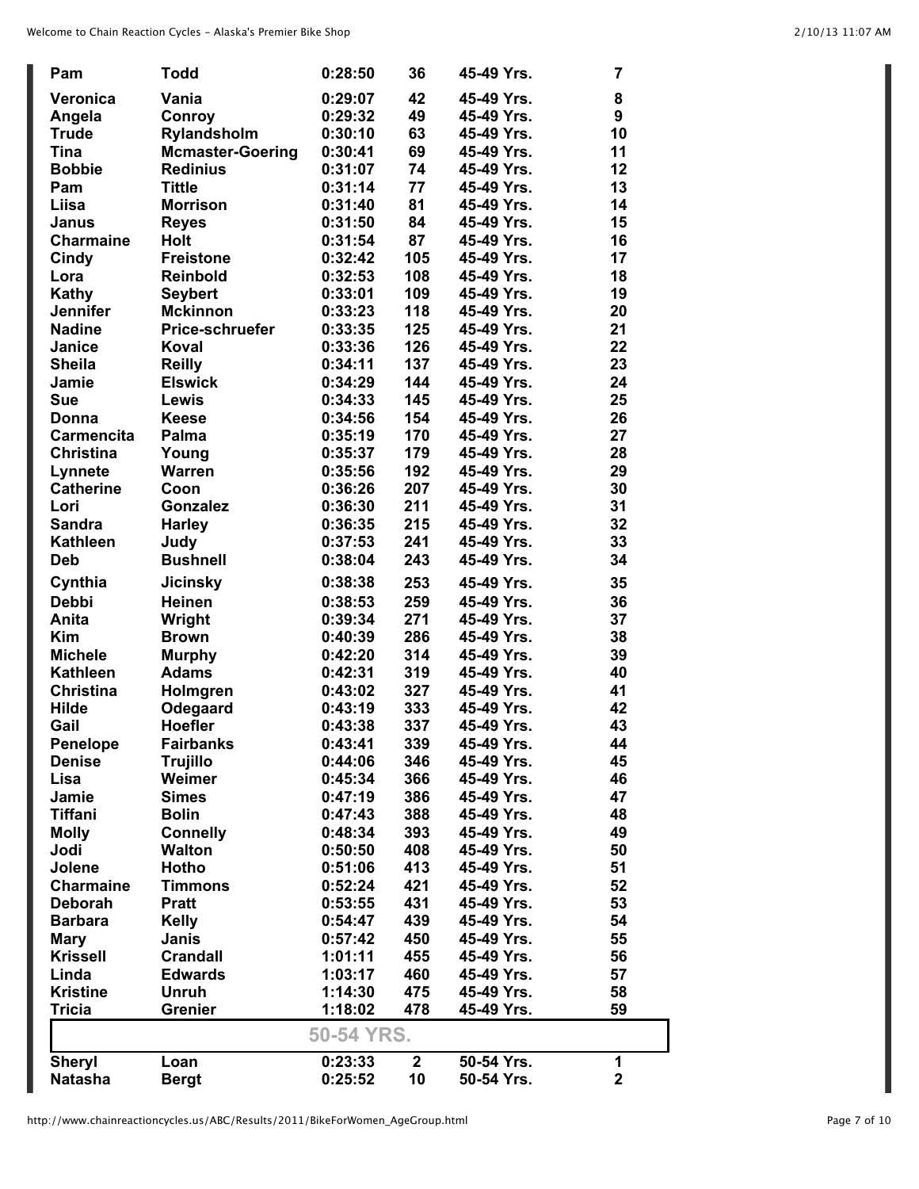| | | | | | |
|---|---|---|---|---|---|
| Pam | Todd | 0:28:50 | 36 | 45-49 Yrs. | 7 |
| Veronica | Vania | 0:29:07 | 42 | 45-49 Yrs. | 8 |
| Angela | Conroy | 0:29:32 | 49 | 45-49 Yrs. | 9 |
| Trude | Rylandsholm | 0:30:10 | 63 | 45-49 Yrs. | 10 |
| Tina | Mcmaster-Goering | 0:30:41 | 69 | 45-49 Yrs. | 11 |
| Bobbie | Redinius | 0:31:07 | 74 | 45-49 Yrs. | 12 |
| Pam | Tittle | 0:31:14 | 77 | 45-49 Yrs. | 13 |
| Liisa | Morrison | 0:31:40 | 81 | 45-49 Yrs. | 14 |
| Janus | Reyes | 0:31:50 | 84 | 45-49 Yrs. | 15 |
| Charmaine | Holt | 0:31:54 | 87 | 45-49 Yrs. | 16 |
| Cindy | Freistone | 0:32:42 | 105 | 45-49 Yrs. | 17 |
| Lora | Reinbold | 0:32:53 | 108 | 45-49 Yrs. | 18 |
| Kathy | Seybert | 0:33:01 | 109 | 45-49 Yrs. | 19 |
| Jennifer | Mckinnon | 0:33:23 | 118 | 45-49 Yrs. | 20 |
| Nadine | Price-schruefer | 0:33:35 | 125 | 45-49 Yrs. | 21 |
| Janice | Koval | 0:33:36 | 126 | 45-49 Yrs. | 22 |
| Sheila | Reilly | 0:34:11 | 137 | 45-49 Yrs. | 23 |
| Jamie | Elswick | 0:34:29 | 144 | 45-49 Yrs. | 24 |
| Sue | Lewis | 0:34:33 | 145 | 45-49 Yrs. | 25 |
| Donna | Keese | 0:34:56 | 154 | 45-49 Yrs. | 26 |
| Carmencita | Palma | 0:35:19 | 170 | 45-49 Yrs. | 27 |
| Christina | Young | 0:35:37 | 179 | 45-49 Yrs. | 28 |
| Lynnete | Warren | 0:35:56 | 192 | 45-49 Yrs. | 29 |
| Catherine | Coon | 0:36:26 | 207 | 45-49 Yrs. | 30 |
| Lori | Gonzalez | 0:36:30 | 211 | 45-49 Yrs. | 31 |
| Sandra | Harley | 0:36:35 | 215 | 45-49 Yrs. | 32 |
| Kathleen | Judy | 0:37:53 | 241 | 45-49 Yrs. | 33 |
| Deb | Bushnell | 0:38:04 | 243 | 45-49 Yrs. | 34 |
| Cynthia | Jicinsky | 0:38:38 | 253 | 45-49 Yrs. | 35 |
| Debbi | Heinen | 0:38:53 | 259 | 45-49 Yrs. | 36 |
| Anita | Wright | 0:39:34 | 271 | 45-49 Yrs. | 37 |
| Kim | Brown | 0:40:39 | 286 | 45-49 Yrs. | 38 |
| Michele | Murphy | 0:42:20 | 314 | 45-49 Yrs. | 39 |
| Kathleen | Adams | 0:42:31 | 319 | 45-49 Yrs. | 40 |
| Christina | Holmgren | 0:43:02 | 327 | 45-49 Yrs. | 41 |
| Hilde | Odegaard | 0:43:19 | 333 | 45-49 Yrs. | 42 |
| Gail | Hoefler | 0:43:38 | 337 | 45-49 Yrs. | 43 |
| Penelope | Fairbanks | 0:43:41 | 339 | 45-49 Yrs. | 44 |
| Denise | Trujillo | 0:44:06 | 346 | 45-49 Yrs. | 45 |
| Lisa | Weimer | 0:45:34 | 366 | 45-49 Yrs. | 46 |
| Jamie | Simes | 0:47:19 | 386 | 45-49 Yrs. | 47 |
| Tiffani | Bolin | 0:47:43 | 388 | 45-49 Yrs. | 48 |
| Molly | Connelly | 0:48:34 | 393 | 45-49 Yrs. | 49 |
| Jodi | Walton | 0:50:50 | 408 | 45-49 Yrs. | 50 |
| Jolene | Hotho | 0:51:06 | 413 | 45-49 Yrs. | 51 |
| Charmaine | Timmons | 0:52:24 | 421 | 45-49 Yrs. | 52 |
| Deborah | Pratt | 0:53:55 | 431 | 45-49 Yrs. | 53 |
| Barbara | Kelly | 0:54:47 | 439 | 45-49 Yrs. | 54 |
| Mary | Janis | 0:57:42 | 450 | 45-49 Yrs. | 55 |
| Krissell | Crandall | 1:01:11 | 455 | 45-49 Yrs. | 56 |
| Linda | Edwards | 1:03:17 | 460 | 45-49 Yrs. | 57 |
| Kristine | Unruh | 1:14:30 | 475 | 45-49 Yrs. | 58 |
| Tricia | Grenier | 1:18:02 | 478 | 45-49 Yrs. | 59 |

## 50-54 YRS.

| | | | | | |
|---|---|---|---|---|---|
| Sheryl | Loan | 0:23:33 | 2 | 50-54 Yrs. | 1 |
| Natasha | Bergt | 0:25:52 | 10 | 50-54 Yrs. | 2 |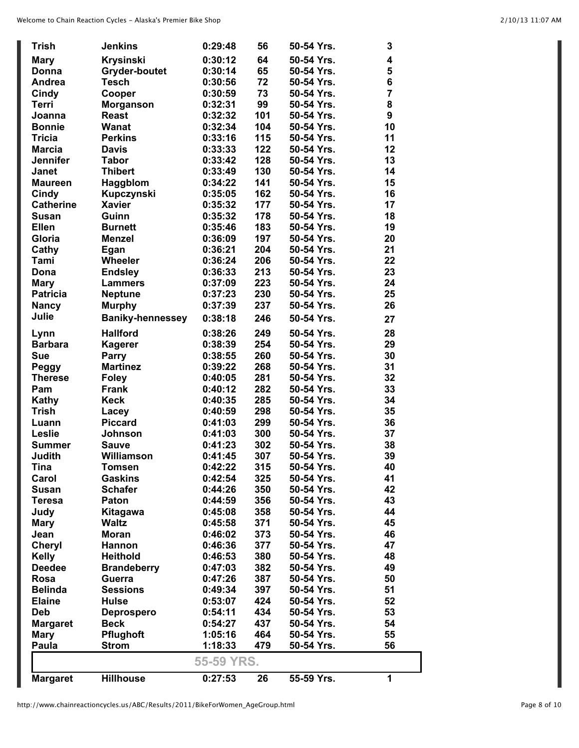| | | | | | |
|---|---|---|---|---|---|
| Trish | Jenkins | 0:29:48 | 56 | 50-54 Yrs. | 3 |
| Mary | Krysinski | 0:30:12 | 64 | 50-54 Yrs. | 4 |
| Donna | Gryder-boutet | 0:30:14 | 65 | 50-54 Yrs. | 5 |
| Andrea | Tesch | 0:30:56 | 72 | 50-54 Yrs. | 6 |
| Cindy | Cooper | 0:30:59 | 73 | 50-54 Yrs. | 7 |
| Terri | Morganson | 0:32:31 | 99 | 50-54 Yrs. | 8 |
| Joanna | Reast | 0:32:32 | 101 | 50-54 Yrs. | 9 |
| Bonnie | Wanat | 0:32:34 | 104 | 50-54 Yrs. | 10 |
| Tricia | Perkins | 0:33:16 | 115 | 50-54 Yrs. | 11 |
| Marcia | Davis | 0:33:33 | 122 | 50-54 Yrs. | 12 |
| Jennifer | Tabor | 0:33:42 | 128 | 50-54 Yrs. | 13 |
| Janet | Thibert | 0:33:49 | 130 | 50-54 Yrs. | 14 |
| Maureen | Haggblom | 0:34:22 | 141 | 50-54 Yrs. | 15 |
| Cindy | Kupczynski | 0:35:05 | 162 | 50-54 Yrs. | 16 |
| Catherine | Xavier | 0:35:32 | 177 | 50-54 Yrs. | 17 |
| Susan | Guinn | 0:35:32 | 178 | 50-54 Yrs. | 18 |
| Ellen | Burnett | 0:35:46 | 183 | 50-54 Yrs. | 19 |
| Gloria | Menzel | 0:36:09 | 197 | 50-54 Yrs. | 20 |
| Cathy | Egan | 0:36:21 | 204 | 50-54 Yrs. | 21 |
| Tami | Wheeler | 0:36:24 | 206 | 50-54 Yrs. | 22 |
| Dona | Endsley | 0:36:33 | 213 | 50-54 Yrs. | 23 |
| Mary | Lammers | 0:37:09 | 223 | 50-54 Yrs. | 24 |
| Patricia | Neptune | 0:37:23 | 230 | 50-54 Yrs. | 25 |
| Nancy | Murphy | 0:37:39 | 237 | 50-54 Yrs. | 26 |
| Julie | Baniky-hennessey | 0:38:18 | 246 | 50-54 Yrs. | 27 |
| Lynn | Hallford | 0:38:26 | 249 | 50-54 Yrs. | 28 |
| Barbara | Kagerer | 0:38:39 | 254 | 50-54 Yrs. | 29 |
| Sue | Parry | 0:38:55 | 260 | 50-54 Yrs. | 30 |
| Peggy | Martinez | 0:39:22 | 268 | 50-54 Yrs. | 31 |
| Therese | Foley | 0:40:05 | 281 | 50-54 Yrs. | 32 |
| Pam | Frank | 0:40:12 | 282 | 50-54 Yrs. | 33 |
| Kathy | Keck | 0:40:35 | 285 | 50-54 Yrs. | 34 |
| Trish | Lacey | 0:40:59 | 298 | 50-54 Yrs. | 35 |
| Luann | Piccard | 0:41:03 | 299 | 50-54 Yrs. | 36 |
| Leslie | Johnson | 0:41:03 | 300 | 50-54 Yrs. | 37 |
| Summer | Sauve | 0:41:23 | 302 | 50-54 Yrs. | 38 |
| Judith | Williamson | 0:41:45 | 307 | 50-54 Yrs. | 39 |
| Tina | Tomsen | 0:42:22 | 315 | 50-54 Yrs. | 40 |
| Carol | Gaskins | 0:42:54 | 325 | 50-54 Yrs. | 41 |
| Susan | Schafer | 0:44:26 | 350 | 50-54 Yrs. | 42 |
| Teresa | Paton | 0:44:59 | 356 | 50-54 Yrs. | 43 |
| Judy | Kitagawa | 0:45:08 | 358 | 50-54 Yrs. | 44 |
| Mary | Waltz | 0:45:58 | 371 | 50-54 Yrs. | 45 |
| Jean | Moran | 0:46:02 | 373 | 50-54 Yrs. | 46 |
| Cheryl | Hannon | 0:46:36 | 377 | 50-54 Yrs. | 47 |
| Kelly | Heithold | 0:46:53 | 380 | 50-54 Yrs. | 48 |
| Deedee | Brandeberry | 0:47:03 | 382 | 50-54 Yrs. | 49 |
| Rosa | Guerra | 0:47:26 | 387 | 50-54 Yrs. | 50 |
| Belinda | Sessions | 0:49:34 | 397 | 50-54 Yrs. | 51 |
| Elaine | Hulse | 0:53:07 | 424 | 50-54 Yrs. | 52 |
| Deb | Deprospero | 0:54:11 | 434 | 50-54 Yrs. | 53 |
| Margaret | Beck | 0:54:27 | 437 | 50-54 Yrs. | 54 |
| Mary | Pflughoft | 1:05:16 | 464 | 50-54 Yrs. | 55 |
| Paula | Strom | 1:18:33 | 479 | 50-54 Yrs. | 56 |
| | | 55-59 YRS. | | | |
| Margaret | Hillhouse | 0:27:53 | 26 | 55-59 Yrs. | 1 |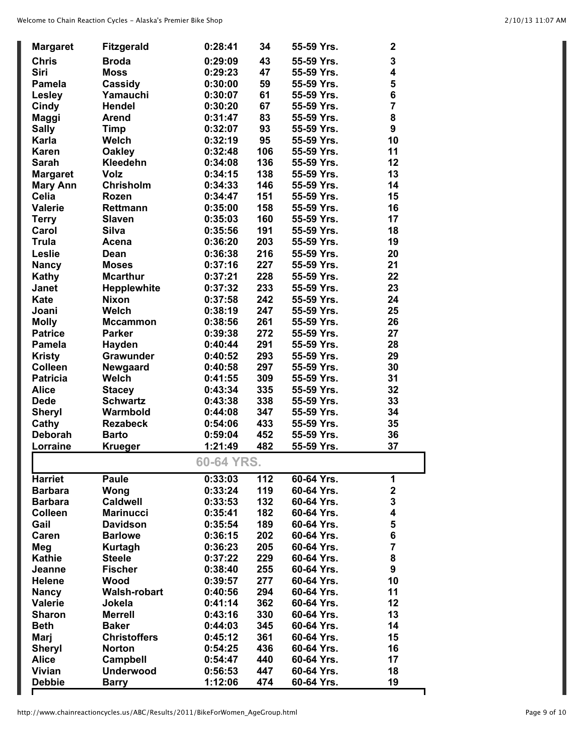| | | | | | |
|---|---|---|---|---|---|
| Margaret | Fitzgerald | 0:28:41 | 34 | 55-59 Yrs. | 2 |
| Chris | Broda | 0:29:09 | 43 | 55-59 Yrs. | 3 |
| Siri | Moss | 0:29:23 | 47 | 55-59 Yrs. | 4 |
| Pamela | Cassidy | 0:30:00 | 59 | 55-59 Yrs. | 5 |
| Lesley | Yamauchi | 0:30:07 | 61 | 55-59 Yrs. | 6 |
| Cindy | Hendel | 0:30:20 | 67 | 55-59 Yrs. | 7 |
| Maggi | Arend | 0:31:47 | 83 | 55-59 Yrs. | 8 |
| Sally | Timp | 0:32:07 | 93 | 55-59 Yrs. | 9 |
| Karla | Welch | 0:32:19 | 95 | 55-59 Yrs. | 10 |
| Karen | Oakley | 0:32:48 | 106 | 55-59 Yrs. | 11 |
| Sarah | Kleedehn | 0:34:08 | 136 | 55-59 Yrs. | 12 |
| Margaret | Volz | 0:34:15 | 138 | 55-59 Yrs. | 13 |
| Mary Ann | Chrisholm | 0:34:33 | 146 | 55-59 Yrs. | 14 |
| Celia | Rozen | 0:34:47 | 151 | 55-59 Yrs. | 15 |
| Valerie | Rettmann | 0:35:00 | 158 | 55-59 Yrs. | 16 |
| Terry | Slaven | 0:35:03 | 160 | 55-59 Yrs. | 17 |
| Carol | Silva | 0:35:56 | 191 | 55-59 Yrs. | 18 |
| Trula | Acena | 0:36:20 | 203 | 55-59 Yrs. | 19 |
| Leslie | Dean | 0:36:38 | 216 | 55-59 Yrs. | 20 |
| Nancy | Moses | 0:37:16 | 227 | 55-59 Yrs. | 21 |
| Kathy | Mcarthur | 0:37:21 | 228 | 55-59 Yrs. | 22 |
| Janet | Hepplewhite | 0:37:32 | 233 | 55-59 Yrs. | 23 |
| Kate | Nixon | 0:37:58 | 242 | 55-59 Yrs. | 24 |
| Joani | Welch | 0:38:19 | 247 | 55-59 Yrs. | 25 |
| Molly | Mccammon | 0:38:56 | 261 | 55-59 Yrs. | 26 |
| Patrice | Parker | 0:39:38 | 272 | 55-59 Yrs. | 27 |
| Pamela | Hayden | 0:40:44 | 291 | 55-59 Yrs. | 28 |
| Kristy | Grawunder | 0:40:52 | 293 | 55-59 Yrs. | 29 |
| Colleen | Newgaard | 0:40:58 | 297 | 55-59 Yrs. | 30 |
| Patricia | Welch | 0:41:55 | 309 | 55-59 Yrs. | 31 |
| Alice | Stacey | 0:43:34 | 335 | 55-59 Yrs. | 32 |
| Dede | Schwartz | 0:43:38 | 338 | 55-59 Yrs. | 33 |
| Sheryl | Warmbold | 0:44:08 | 347 | 55-59 Yrs. | 34 |
| Cathy | Rezabeck | 0:54:06 | 433 | 55-59 Yrs. | 35 |
| Deborah | Barto | 0:59:04 | 452 | 55-59 Yrs. | 36 |
| Lorraine | Krueger | 1:21:49 | 482 | 55-59 Yrs. | 37 |

## 60-64 YRS.

| | | | | | |
|---|---|---|---|---|---|
| Harriet | Paule | 0:33:03 | 112 | 60-64 Yrs. | 1 |
| Barbara | Wong | 0:33:24 | 119 | 60-64 Yrs. | 2 |
| Barbara | Caldwell | 0:33:53 | 132 | 60-64 Yrs. | 3 |
| Colleen | Marinucci | 0:35:41 | 182 | 60-64 Yrs. | 4 |
| Gail | Davidson | 0:35:54 | 189 | 60-64 Yrs. | 5 |
| Caren | Barlowe | 0:36:15 | 202 | 60-64 Yrs. | 6 |
| Meg | Kurtagh | 0:36:23 | 205 | 60-64 Yrs. | 7 |
| Kathie | Steele | 0:37:22 | 229 | 60-64 Yrs. | 8 |
| Jeanne | Fischer | 0:38:40 | 255 | 60-64 Yrs. | 9 |
| Helene | Wood | 0:39:57 | 277 | 60-64 Yrs. | 10 |
| Nancy | Walsh-robart | 0:40:56 | 294 | 60-64 Yrs. | 11 |
| Valerie | Jokela | 0:41:14 | 362 | 60-64 Yrs. | 12 |
| Sharon | Merrell | 0:43:16 | 330 | 60-64 Yrs. | 13 |
| Beth | Baker | 0:44:03 | 345 | 60-64 Yrs. | 14 |
| Marj | Christoffers | 0:45:12 | 361 | 60-64 Yrs. | 15 |
| Sheryl | Norton | 0:54:25 | 436 | 60-64 Yrs. | 16 |
| Alice | Campbell | 0:54:47 | 440 | 60-64 Yrs. | 17 |
| Vivian | Underwood | 0:56:53 | 447 | 60-64 Yrs. | 18 |
| Debbie | Barry | 1:12:06 | 474 | 60-64 Yrs. | 19 |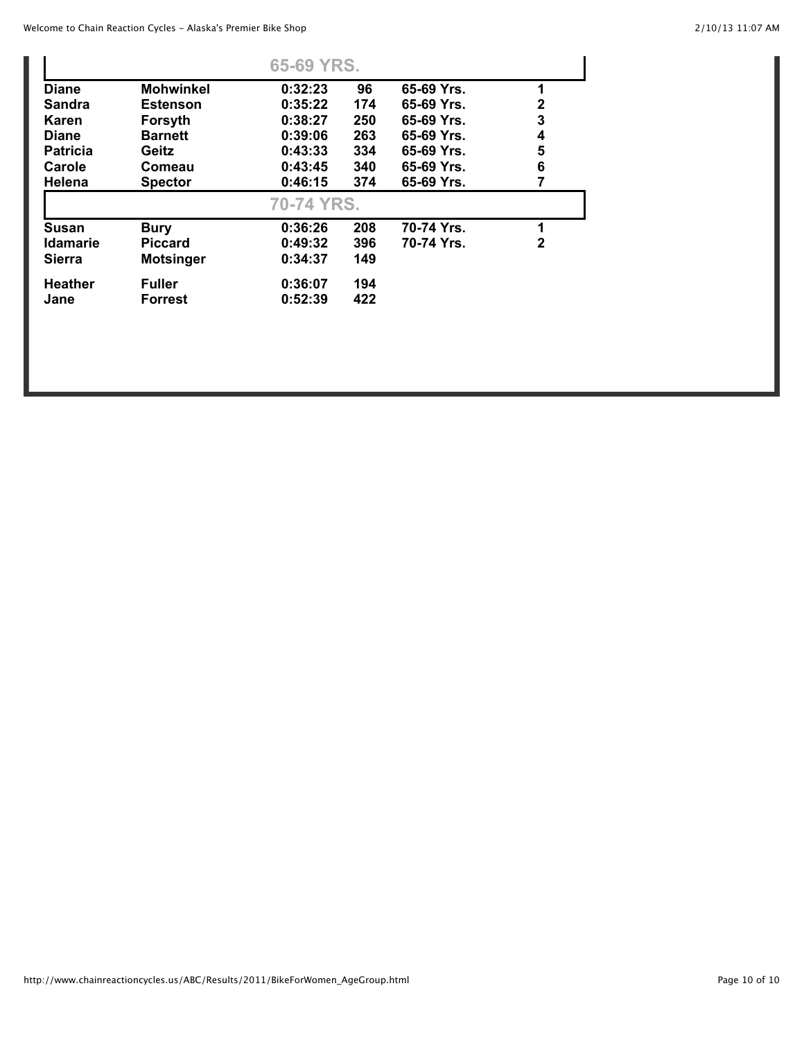| | | | | | |
|---|---|---|---|---|---|
| | | 65-69 YRS. | | | |
| Diane | Mohwinkel | 0:32:23 | 96 | 65-69 Yrs. | 1 |
| Sandra | Estenson | 0:35:22 | 174 | 65-69 Yrs. | 2 |
| Karen | Forsyth | 0:38:27 | 250 | 65-69 Yrs. | 3 |
| Diane | Barnett | 0:39:06 | 263 | 65-69 Yrs. | 4 |
| Patricia | Geitz | 0:43:33 | 334 | 65-69 Yrs. | 5 |
| Carole | Comeau | 0:43:45 | 340 | 65-69 Yrs. | 6 |
| Helena | Spector | 0:46:15 | 374 | 65-69 Yrs. | 7 |
| | | 70-74 YRS. | | | |
| Susan | Bury | 0:36:26 | 208 | 70-74 Yrs. | 1 |
| Idamarie | Piccard | 0:49:32 | 396 | 70-74 Yrs. | 2 |
| Sierra | Motsinger | 0:34:37 | 149 | | |
| Heather | Fuller | 0:36:07 | 194 | | |
| Jane | Forrest | 0:52:39 | 422 | | |